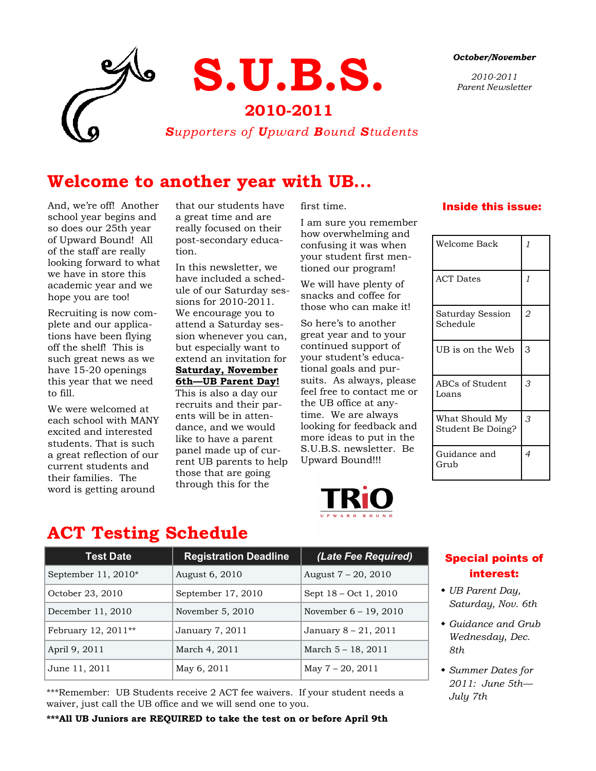# S.U.B.S.

## 2010-2011

*Supporters of Upward Bound Students*

***October/November***

*2010-2011 Parent Newsletter*

## Welcome to another year with UB...

And, we're off! Another school year begins and so does our 25th year of Upward Bound! All of the staff are really looking forward to what we have in store this academic year and we hope you are too!

Recruiting is now complete and our applications have been flying off the shelf! This is such great news as we have 15-20 openings this year that we need to fill.

We were welcomed at each school with MANY excited and interested students. That is such a great reflection of our current students and their families. The word is getting around that our students have a great time and are really focused on their post-secondary education.

In this newsletter, we have included a schedule of our Saturday sessions for 2010-2011. We encourage you to attend a Saturday session whenever you can, but especially want to extend an invitation for **Saturday, November 6th—UB Parent Day!** This is also a day our recruits and their parents will be in attendance, and we would like to have a parent panel made up of current UB parents to help those that are going through this for the first time.

I am sure you remember how overwhelming and confusing it was when your student first mentioned our program!

We will have plenty of snacks and coffee for those who can make it!

So here's to another great year and to your continued support of your student's educational goals and pursuits. As always, please feel free to contact me or the UB office at anytime. We are always looking for feedback and more ideas to put in the S.U.B.S. newsletter. Be Upward Bound!!!

TRiO UPWARD BOUND

### Inside this issue:

| | |
|---|---|
| Welcome Back | 1 |
| ACT Dates | 1 |
| Saturday Session Schedule | 2 |
| UB is on the Web | 3 |
| ABCs of Student Loans | 3 |
| What Should My Student Be Doing? | 3 |
| Guidance and Grub | 4 |

## ACT Testing Schedule

| Test Date | Registration Deadline | *(Late Fee Required)* |
|---|---|---|
| September 11, 2010* | August 6, 2010 | August 7 – 20, 2010 |
| October 23, 2010 | September 17, 2010 | Sept 18 – Oct 1, 2010 |
| December 11, 2010 | November 5, 2010 | November 6 – 19, 2010 |
| February 12, 2011** | January 7, 2011 | January 8 – 21, 2011 |
| April 9, 2011 | March 4, 2011 | March 5 – 18, 2011 |
| June 11, 2011 | May 6, 2011 | May 7 – 20, 2011 |

***Remember: UB Students receive 2 ACT fee waivers. If your student needs a waiver, just call the UB office and we will send one to you.

**\*\*\*All UB Juniors are REQUIRED to take the test on or before April 9th**

### Special points of interest:

- *UB Parent Day, Saturday, Nov. 6th*
- *Guidance and Grub Wednesday, Dec. 8th*
- *Summer Dates for 2011: June 5th—July 7th*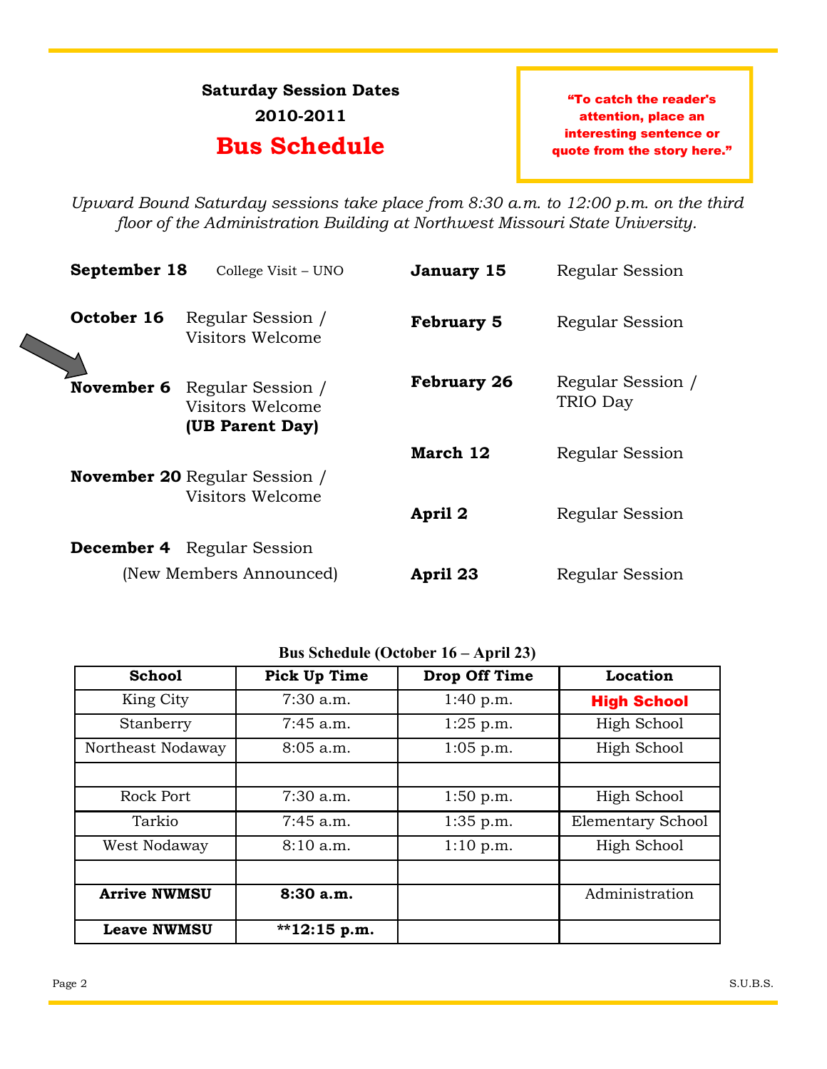## Saturday Session Dates

## 2010-2011

# Bus Schedule

**"To catch the reader's attention, place an interesting sentence or quote from the story here."**

*Upward Bound Saturday sessions take place from 8:30 a.m. to 12:00 p.m. on the third floor of the Administration Building at Northwest Missouri State University.*

**September 18** College Visit – UNO

**October 16** Regular Session / Visitors Welcome

**November 6** Regular Session / Visitors Welcome **(UB Parent Day)**

**November 20** Regular Session / Visitors Welcome

**December 4** Regular Session (New Members Announced)

**January 15** Regular Session

**February 5** Regular Session

**February 26** Regular Session / TRIO Day

**March 12** Regular Session

**April 2** Regular Session

**April 23** Regular Session

**Bus Schedule (October 16 – April 23)**

| School | Pick Up Time | Drop Off Time | Location |
|---|---|---|---|
| King City | 7:30 a.m. | 1:40 p.m. | **High School** |
| Stanberry | 7:45 a.m. | 1:25 p.m. | High School |
| Northeast Nodaway | 8:05 a.m. | 1:05 p.m. | High School |
| | | | |
| Rock Port | 7:30 a.m. | 1:50 p.m. | High School |
| Tarkio | 7:45 a.m. | 1:35 p.m. | Elementary School |
| West Nodaway | 8:10 a.m. | 1:10 p.m. | High School |
| | | | |
| **Arrive NWMSU** | **8:30 a.m.** | | Administration |
| **Leave NWMSU** | **\*\*12:15 p.m.** | | |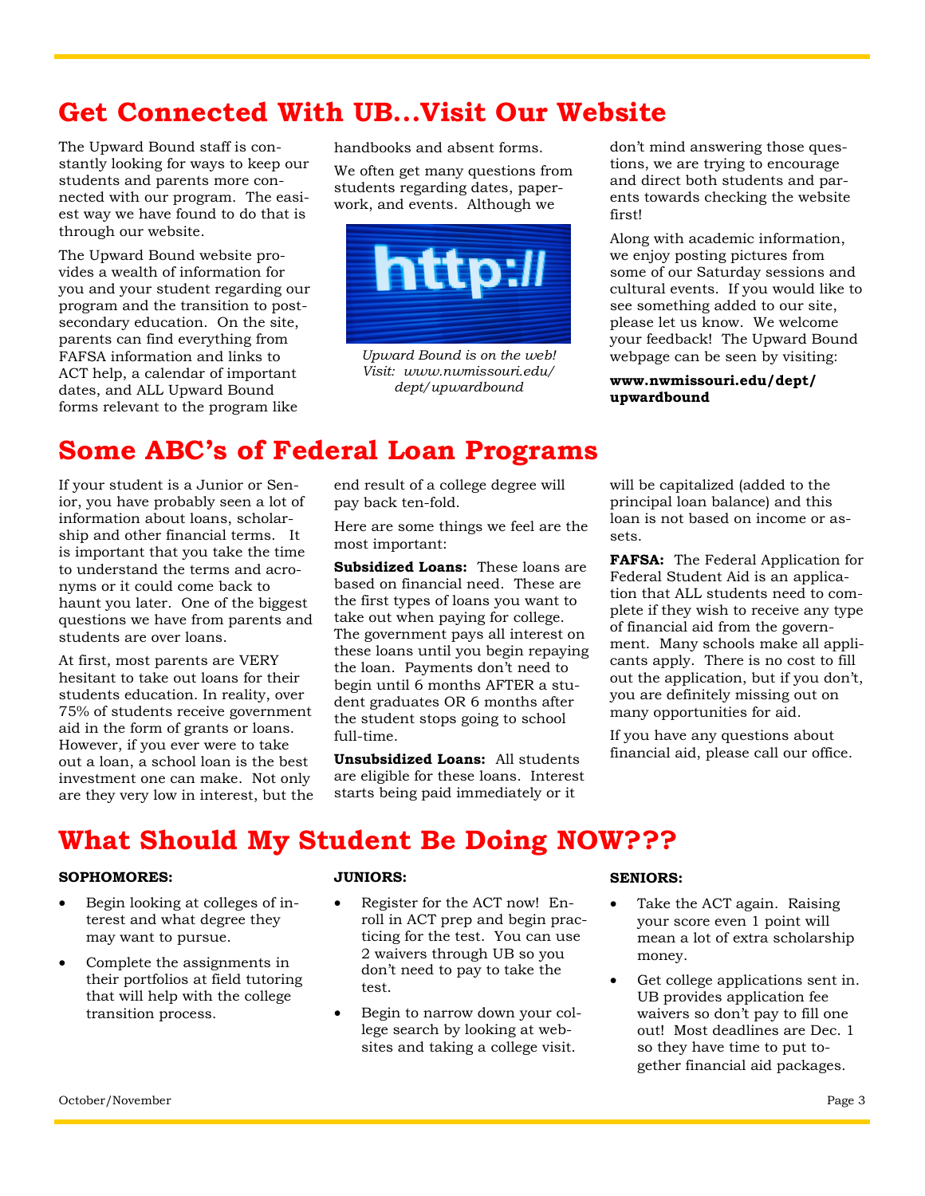# Get Connected With UB...Visit Our Website

The Upward Bound staff is constantly looking for ways to keep our students and parents more connected with our program. The easiest way we have found to do that is through our website.

The Upward Bound website provides a wealth of information for you and your student regarding our program and the transition to post-secondary education. On the site, parents can find everything from FAFSA information and links to ACT help, a calendar of important dates, and ALL Upward Bound forms relevant to the program like handbooks and absent forms.

We often get many questions from students regarding dates, paperwork, and events. Although we don't mind answering those questions, we are trying to encourage and direct both students and parents towards checking the website first!

*Upward Bound is on the web! Visit: www.nwmissouri.edu/dept/upwardbound*

Along with academic information, we enjoy posting pictures from some of our Saturday sessions and cultural events. If you would like to see something added to our site, please let us know. We welcome your feedback! The Upward Bound webpage can be seen by visiting:

**www.nwmissouri.edu/dept/upwardbound**

# Some ABC's of Federal Loan Programs

If your student is a Junior or Senior, you have probably seen a lot of information about loans, scholarship and other financial terms. It is important that you take the time to understand the terms and acronyms or it could come back to haunt you later. One of the biggest questions we have from parents and students are over loans.

At first, most parents are VERY hesitant to take out loans for their students education. In reality, over 75% of students receive government aid in the form of grants or loans. However, if you ever were to take out a loan, a school loan is the best investment one can make. Not only are they very low in interest, but the end result of a college degree will pay back ten-fold.

Here are some things we feel are the most important:

**Subsidized Loans:** These loans are based on financial need. These are the first types of loans you want to take out when paying for college. The government pays all interest on these loans until you begin repaying the loan. Payments don't need to begin until 6 months AFTER a student graduates OR 6 months after the student stops going to school full-time.

**Unsubsidized Loans:** All students are eligible for these loans. Interest starts being paid immediately or it will be capitalized (added to the principal loan balance) and this loan is not based on income or assets.

**FAFSA:** The Federal Application for Federal Student Aid is an application that ALL students need to complete if they wish to receive any type of financial aid from the government. Many schools make all applicants apply. There is no cost to fill out the application, but if you don't, you are definitely missing out on many opportunities for aid.

If you have any questions about financial aid, please call our office.

# What Should My Student Be Doing NOW???

**SOPHOMORES:**

- Begin looking at colleges of interest and what degree they may want to pursue.
- Complete the assignments in their portfolios at field tutoring that will help with the college transition process.

**JUNIORS:**

- Register for the ACT now! Enroll in ACT prep and begin practicing for the test. You can use 2 waivers through UB so you don't need to pay to take the test.
- Begin to narrow down your college search by looking at websites and taking a college visit.

**SENIORS:**

- Take the ACT again. Raising your score even 1 point will mean a lot of extra scholarship money.
- Get college applications sent in. UB provides application fee waivers so don't pay to fill one out! Most deadlines are Dec. 1 so they have time to put together financial aid packages.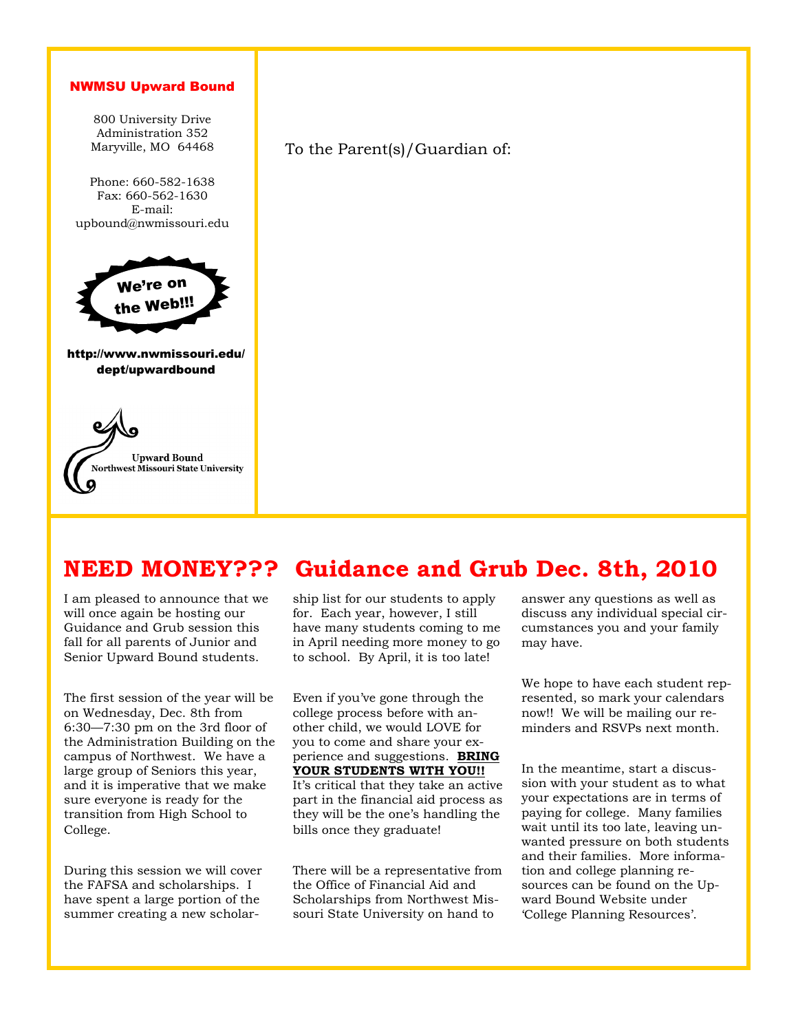**NWMSU Upward Bound**

800 University Drive
Administration 352
Maryville, MO 64468

Phone: 660-582-1638
Fax: 660-562-1630
E-mail:
upbound@nwmissouri.edu

We're on the Web!!!

**http://www.nwmissouri.edu/dept/upwardbound**

Upward Bound
Northwest Missouri State University

To the Parent(s)/Guardian of:

# NEED MONEY??? Guidance and Grub Dec. 8th, 2010

I am pleased to announce that we will once again be hosting our Guidance and Grub session this fall for all parents of Junior and Senior Upward Bound students.

The first session of the year will be on Wednesday, Dec. 8th from 6:30—7:30 pm on the 3rd floor of the Administration Building on the campus of Northwest. We have a large group of Seniors this year, and it is imperative that we make sure everyone is ready for the transition from High School to College.

During this session we will cover the FAFSA and scholarships. I have spent a large portion of the summer creating a new scholarship list for our students to apply for. Each year, however, I still have many students coming to me in April needing more money to go to school. By April, it is too late!

Even if you've gone through the college process before with another child, we would LOVE for you to come and share your experience and suggestions. **BRING YOUR STUDENTS WITH YOU!!** It's critical that they take an active part in the financial aid process as they will be the one's handling the bills once they graduate!

There will be a representative from the Office of Financial Aid and Scholarships from Northwest Missouri State University on hand to answer any questions as well as discuss any individual special circumstances you and your family may have.

We hope to have each student represented, so mark your calendars now!! We will be mailing our reminders and RSVPs next month.

In the meantime, start a discussion with your student as to what your expectations are in terms of paying for college. Many families wait until its too late, leaving unwanted pressure on both students and their families. More information and college planning resources can be found on the Upward Bound Website under 'College Planning Resources'.